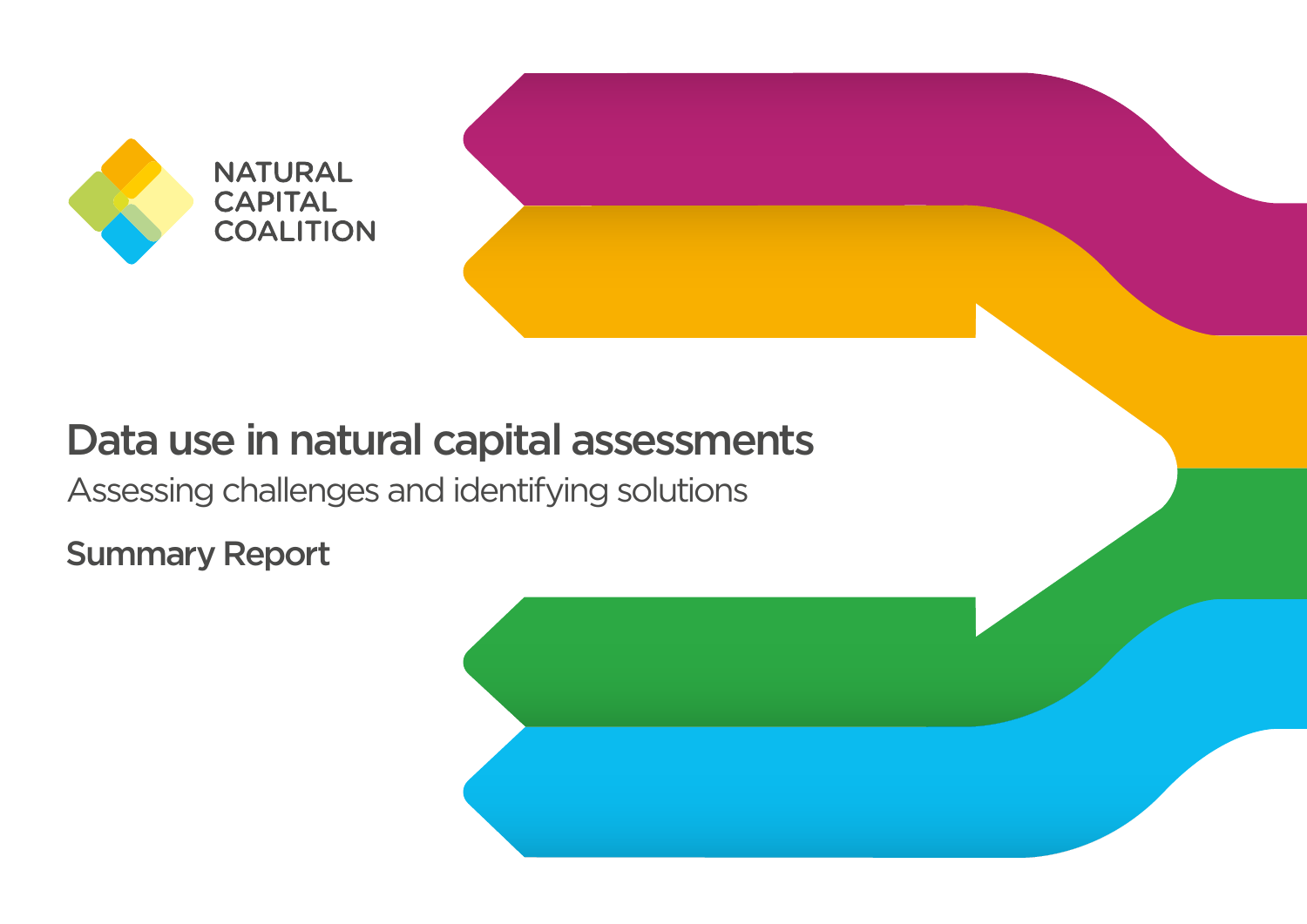NATURAL CAPITAL COALITION

# Data use in natural capital assessments

## Assessing challenges and identifying solutions

### Summary Report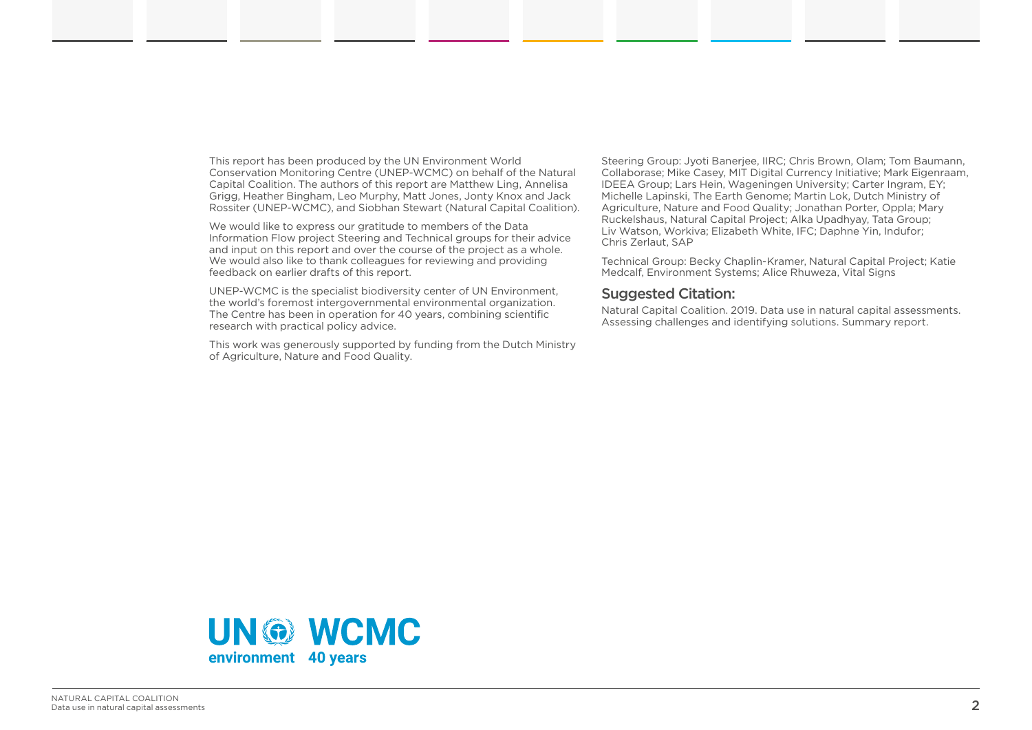This report has been produced by the UN Environment World Conservation Monitoring Centre (UNEP-WCMC) on behalf of the Natural Capital Coalition. The authors of this report are Matthew Ling, Annelisa Grigg, Heather Bingham, Leo Murphy, Matt Jones, Jonty Knox and Jack Rossiter (UNEP-WCMC), and Siobhan Stewart (Natural Capital Coalition).

We would like to express our gratitude to members of the Data Information Flow project Steering and Technical groups for their advice and input on this report and over the course of the project as a whole. We would also like to thank colleagues for reviewing and providing feedback on earlier drafts of this report.

UNEP-WCMC is the specialist biodiversity center of UN Environment, the world's foremost intergovernmental environmental organization. The Centre has been in operation for 40 years, combining scientific research with practical policy advice.

This work was generously supported by funding from the Dutch Ministry of Agriculture, Nature and Food Quality.

Steering Group: Jyoti Banerjee, IIRC; Chris Brown, Olam; Tom Baumann, Collaborase; Mike Casey, MIT Digital Currency Initiative; Mark Eigenraam, IDEEA Group; Lars Hein, Wageningen University; Carter Ingram, EY; Michelle Lapinski, The Earth Genome; Martin Lok, Dutch Ministry of Agriculture, Nature and Food Quality; Jonathan Porter, Oppla; Mary Ruckelshaus, Natural Capital Project; Alka Upadhyay, Tata Group; Liv Watson, Workiva; Elizabeth White, IFC; Daphne Yin, Indufor; Chris Zerlaut, SAP

Technical Group: Becky Chaplin-Kramer, Natural Capital Project; Katie Medcalf, Environment Systems; Alice Rhuweza, Vital Signs

## Suggested Citation:

Natural Capital Coalition. 2019. Data use in natural capital assessments. Assessing challenges and identifying solutions. Summary report.

UN environment WCMC 40 years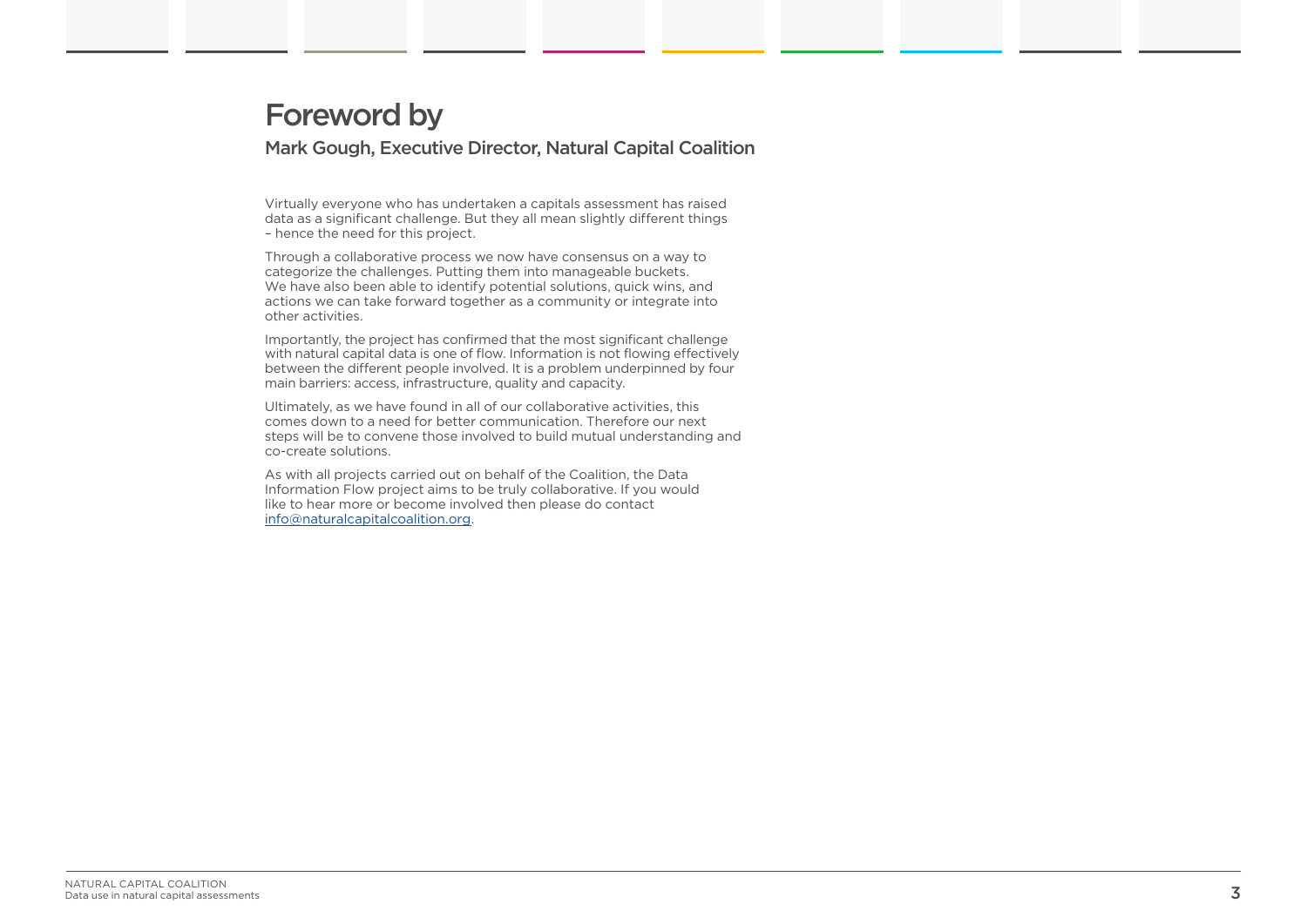# Foreword by

## Mark Gough, Executive Director, Natural Capital Coalition

Virtually everyone who has undertaken a capitals assessment has raised data as a significant challenge. But they all mean slightly different things – hence the need for this project.

Through a collaborative process we now have consensus on a way to categorize the challenges. Putting them into manageable buckets. We have also been able to identify potential solutions, quick wins, and actions we can take forward together as a community or integrate into other activities.

Importantly, the project has confirmed that the most significant challenge with natural capital data is one of flow. Information is not flowing effectively between the different people involved. It is a problem underpinned by four main barriers: access, infrastructure, quality and capacity.

Ultimately, as we have found in all of our collaborative activities, this comes down to a need for better communication. Therefore our next steps will be to convene those involved to build mutual understanding and co-create solutions.

As with all projects carried out on behalf of the Coalition, the Data Information Flow project aims to be truly collaborative. If you would like to hear more or become involved then please do contact [info@naturalcapitalcoalition.org](mailto:info@naturalcapitalcoalition.org).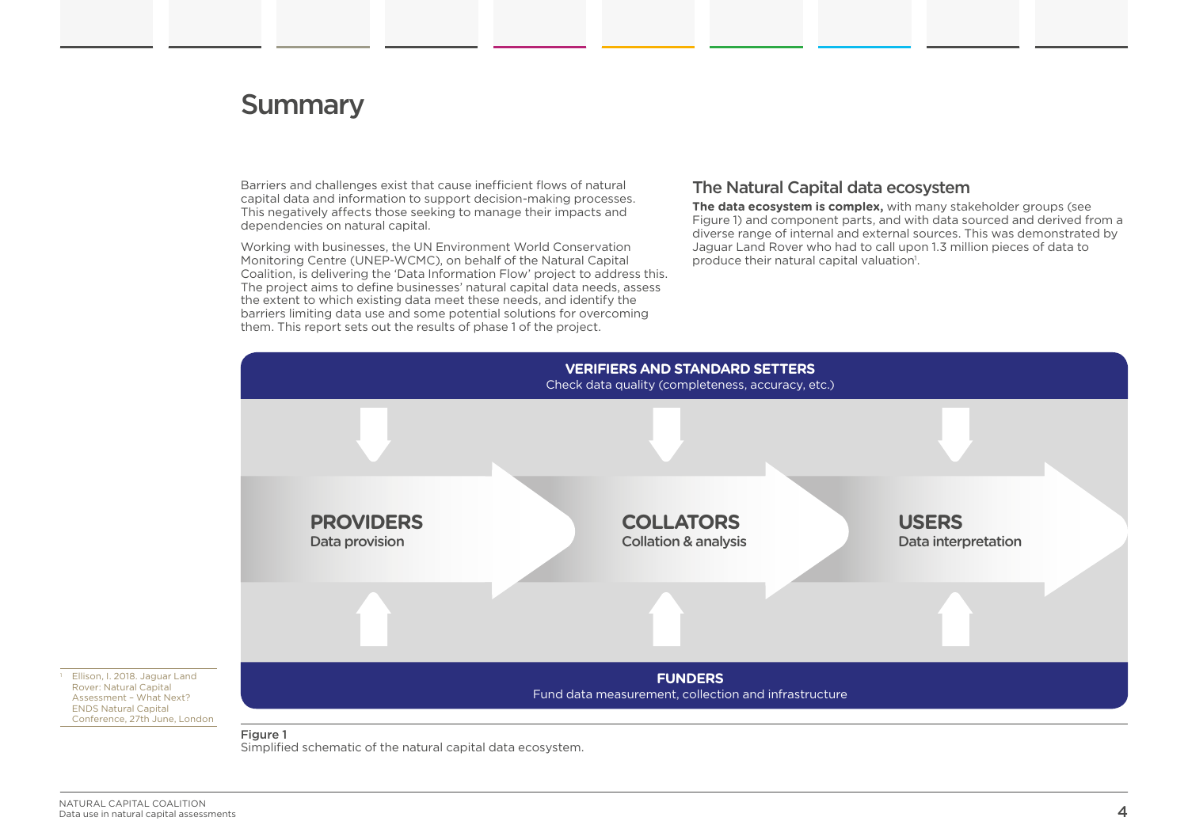# Summary

Barriers and challenges exist that cause inefficient flows of natural capital data and information to support decision-making processes. This negatively affects those seeking to manage their impacts and dependencies on natural capital.

Working with businesses, the UN Environment World Conservation Monitoring Centre (UNEP-WCMC), on behalf of the Natural Capital Coalition, is delivering the 'Data Information Flow' project to address this. The project aims to define businesses' natural capital data needs, assess the extent to which existing data meet these needs, and identify the barriers limiting data use and some potential solutions for overcoming them. This report sets out the results of phase 1 of the project.

## The Natural Capital data ecosystem

**The data ecosystem is complex,** with many stakeholder groups (see Figure 1) and component parts, and with data sourced and derived from a diverse range of internal and external sources. This was demonstrated by Jaguar Land Rover who had to call upon 1.3 million pieces of data to produce their natural capital valuation[1].

**VERIFIERS AND STANDARD SETTERS**
Check data quality (completeness, accuracy, etc.)

**PROVIDERS**
Data provision

**COLLATORS**
Collation & analysis

**USERS**
Data interpretation

**FUNDERS**
Fund data measurement, collection and infrastructure

**Figure 1**
Simplified schematic of the natural capital data ecosystem.

[1] Ellison, I. 2018. Jaguar Land Rover: Natural Capital Assessment – What Next? ENDS Natural Capital Conference, 27th June, London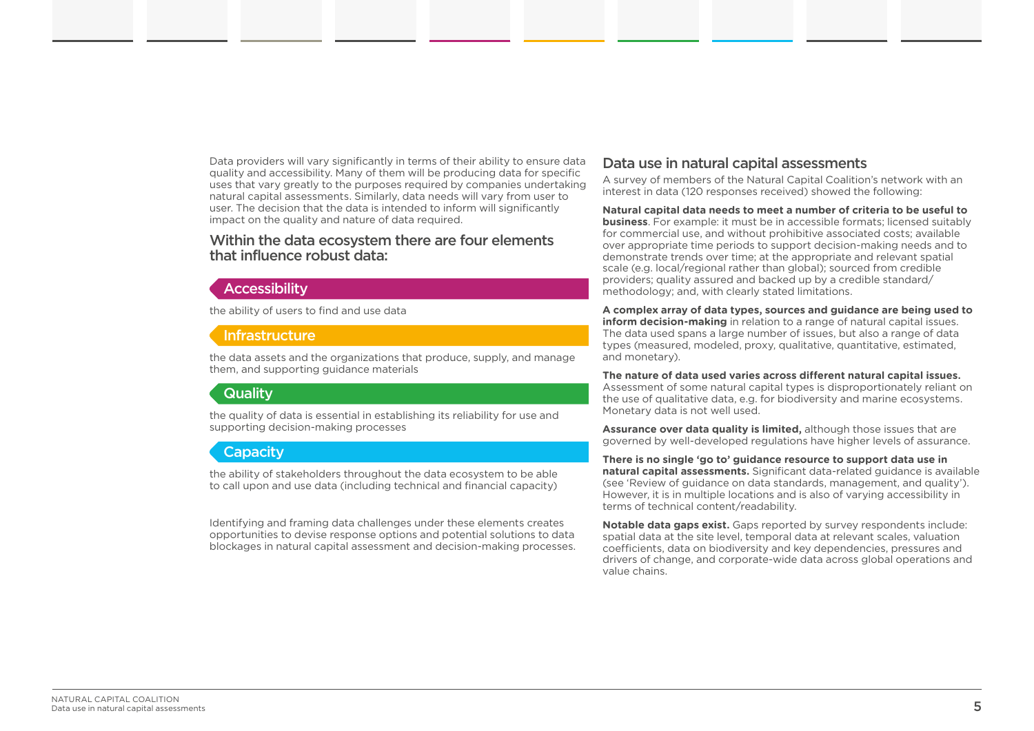Data providers will vary significantly in terms of their ability to ensure data quality and accessibility. Many of them will be producing data for specific uses that vary greatly to the purposes required by companies undertaking natural capital assessments. Similarly, data needs will vary from user to user. The decision that the data is intended to inform will significantly impact on the quality and nature of data required.

### Within the data ecosystem there are four elements that influence robust data:

#### Accessibility

the ability of users to find and use data

#### Infrastructure

the data assets and the organizations that produce, supply, and manage them, and supporting guidance materials

#### Quality

the quality of data is essential in establishing its reliability for use and supporting decision-making processes

#### Capacity

the ability of stakeholders throughout the data ecosystem to be able to call upon and use data (including technical and financial capacity)

Identifying and framing data challenges under these elements creates opportunities to devise response options and potential solutions to data blockages in natural capital assessment and decision-making processes.

## Data use in natural capital assessments

A survey of members of the Natural Capital Coalition's network with an interest in data (120 responses received) showed the following:

**Natural capital data needs to meet a number of criteria to be useful to business**. For example: it must be in accessible formats; licensed suitably for commercial use, and without prohibitive associated costs; available over appropriate time periods to support decision-making needs and to demonstrate trends over time; at the appropriate and relevant spatial scale (e.g. local/regional rather than global); sourced from credible providers; quality assured and backed up by a credible standard/ methodology; and, with clearly stated limitations.

**A complex array of data types, sources and guidance are being used to inform decision-making** in relation to a range of natural capital issues. The data used spans a large number of issues, but also a range of data types (measured, modeled, proxy, qualitative, quantitative, estimated, and monetary).

**The nature of data used varies across different natural capital issues.** Assessment of some natural capital types is disproportionately reliant on the use of qualitative data, e.g. for biodiversity and marine ecosystems. Monetary data is not well used.

**Assurance over data quality is limited,** although those issues that are governed by well-developed regulations have higher levels of assurance.

**There is no single 'go to' guidance resource to support data use in natural capital assessments.** Significant data-related guidance is available (see 'Review of guidance on data standards, management, and quality'). However, it is in multiple locations and is also of varying accessibility in terms of technical content/readability.

**Notable data gaps exist.** Gaps reported by survey respondents include: spatial data at the site level, temporal data at relevant scales, valuation coefficients, data on biodiversity and key dependencies, pressures and drivers of change, and corporate-wide data across global operations and value chains.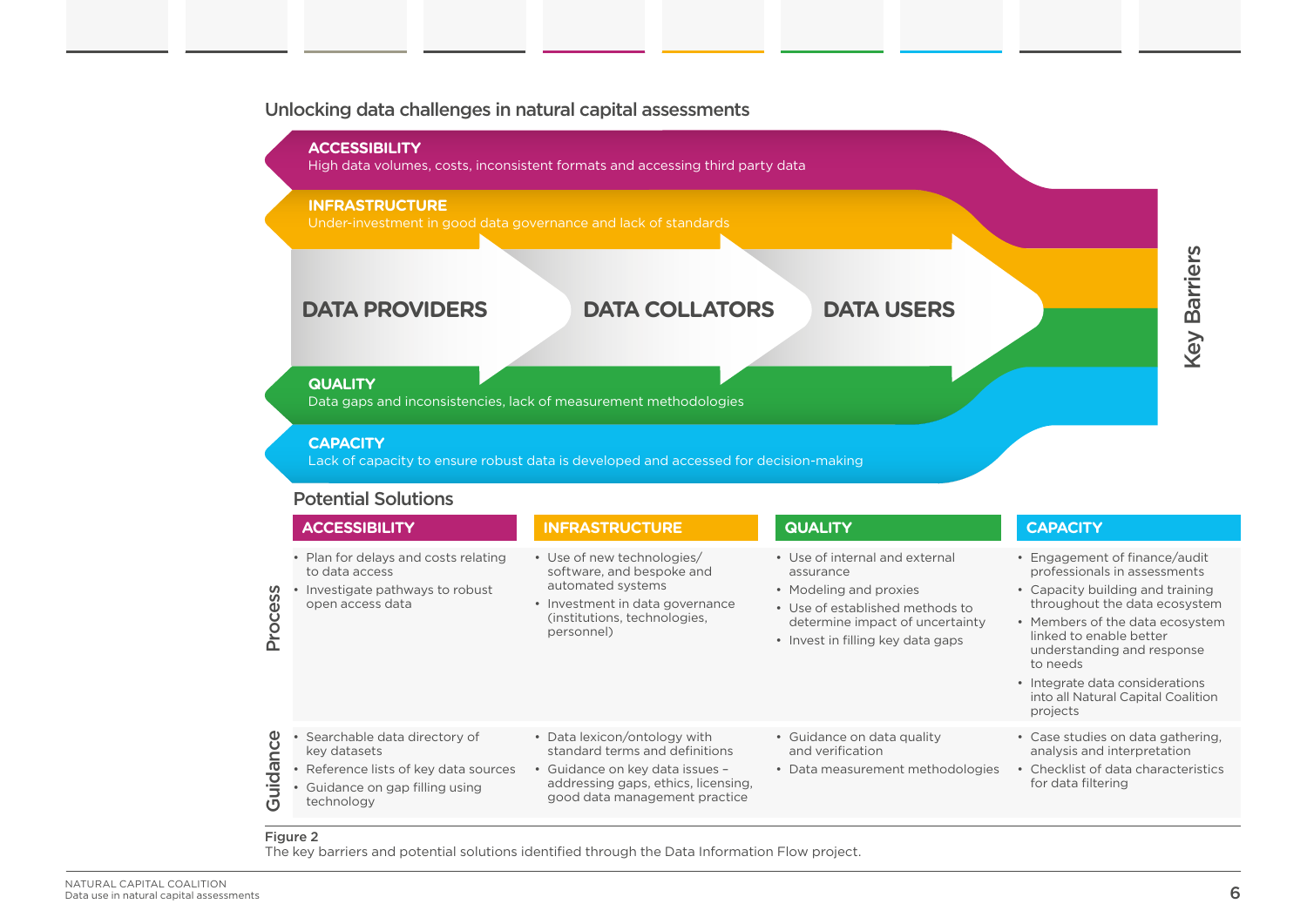## Unlocking data challenges in natural capital assessments

**ACCESSIBILITY**
High data volumes, costs, inconsistent formats and accessing third party data

**INFRASTRUCTURE**
Under-investment in good data governance and lack of standards

**DATA PROVIDERS** → **DATA COLLATORS** → **DATA USERS**

**QUALITY**
Data gaps and inconsistencies, lack of measurement methodologies

**CAPACITY**
Lack of capacity to ensure robust data is developed and accessed for decision-making

Key Barriers

### Potential Solutions

| | ACCESSIBILITY | INFRASTRUCTURE | QUALITY | CAPACITY |
|---|---|---|---|---|
| **Process** | • Plan for delays and costs relating to data access<br>• Investigate pathways to robust open access data | • Use of new technologies/ software, and bespoke and automated systems<br>• Investment in data governance (institutions, technologies, personnel) | • Use of internal and external assurance<br>• Modeling and proxies<br>• Use of established methods to determine impact of uncertainty<br>• Invest in filling key data gaps | • Engagement of finance/audit professionals in assessments<br>• Capacity building and training throughout the data ecosystem<br>• Members of the data ecosystem linked to enable better understanding and response to needs<br>• Integrate data considerations into all Natural Capital Coalition projects |
| **Guidance** | • Searchable data directory of key datasets<br>• Reference lists of key data sources<br>• Guidance on gap filling using technology | • Data lexicon/ontology with standard terms and definitions<br>• Guidance on key data issues – addressing gaps, ethics, licensing, good data management practice | • Guidance on data quality and verification<br>• Data measurement methodologies | • Case studies on data gathering, analysis and interpretation<br>• Checklist of data characteristics for data filtering |

**Figure 2**
The key barriers and potential solutions identified through the Data Information Flow project.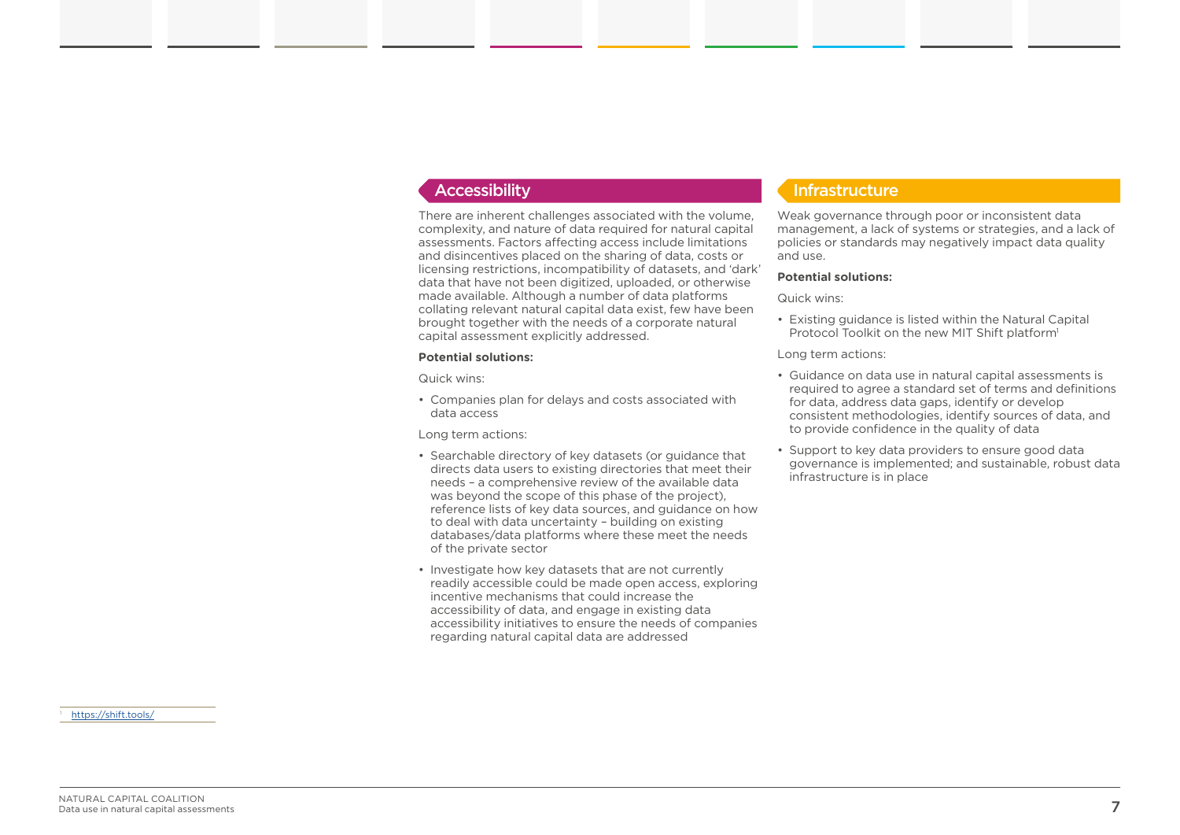## Accessibility

There are inherent challenges associated with the volume, complexity, and nature of data required for natural capital assessments. Factors affecting access include limitations and disincentives placed on the sharing of data, costs or licensing restrictions, incompatibility of datasets, and 'dark' data that have not been digitized, uploaded, or otherwise made available. Although a number of data platforms collating relevant natural capital data exist, few have been brought together with the needs of a corporate natural capital assessment explicitly addressed.

**Potential solutions:**

Quick wins:

- Companies plan for delays and costs associated with data access

Long term actions:

- Searchable directory of key datasets (or guidance that directs data users to existing directories that meet their needs – a comprehensive review of the available data was beyond the scope of this phase of the project), reference lists of key data sources, and guidance on how to deal with data uncertainty – building on existing databases/data platforms where these meet the needs of the private sector
- Investigate how key datasets that are not currently readily accessible could be made open access, exploring incentive mechanisms that could increase the accessibility of data, and engage in existing data accessibility initiatives to ensure the needs of companies regarding natural capital data are addressed

## Infrastructure

Weak governance through poor or inconsistent data management, a lack of systems or strategies, and a lack of policies or standards may negatively impact data quality and use.

**Potential solutions:**

Quick wins:

- Existing guidance is listed within the Natural Capital Protocol Toolkit on the new MIT Shift platform[1]

Long term actions:

- Guidance on data use in natural capital assessments is required to agree a standard set of terms and definitions for data, address data gaps, identify or develop consistent methodologies, identify sources of data, and to provide confidence in the quality of data
- Support to key data providers to ensure good data governance is implemented; and sustainable, robust data infrastructure is in place

[1] https://shift.tools/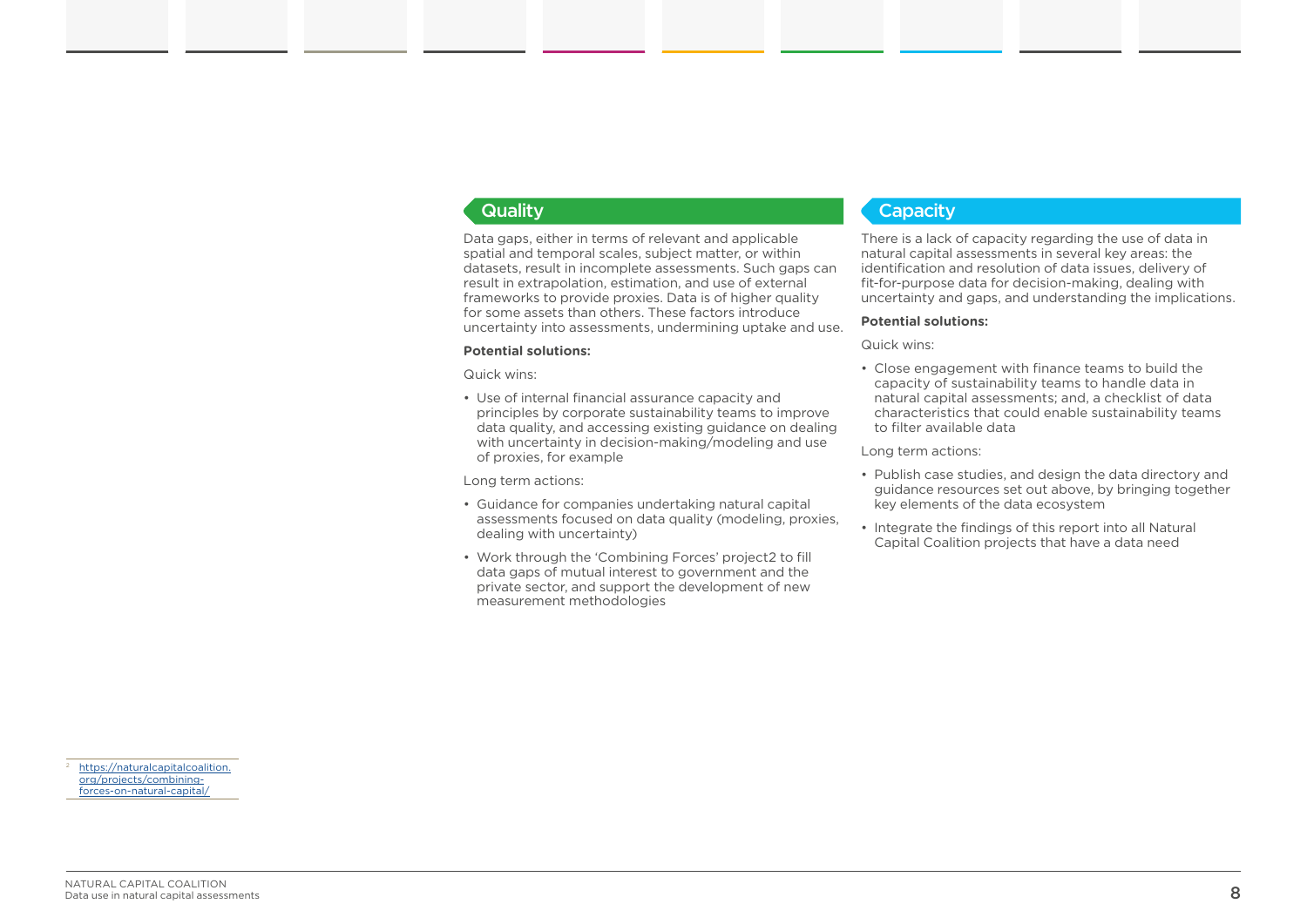## Quality

Data gaps, either in terms of relevant and applicable spatial and temporal scales, subject matter, or within datasets, result in incomplete assessments. Such gaps can result in extrapolation, estimation, and use of external frameworks to provide proxies. Data is of higher quality for some assets than others. These factors introduce uncertainty into assessments, undermining uptake and use.

**Potential solutions:**

Quick wins:

- Use of internal financial assurance capacity and principles by corporate sustainability teams to improve data quality, and accessing existing guidance on dealing with uncertainty in decision-making/modeling and use of proxies, for example

Long term actions:

- Guidance for companies undertaking natural capital assessments focused on data quality (modeling, proxies, dealing with uncertainty)
- Work through the 'Combining Forces' project[2] to fill data gaps of mutual interest to government and the private sector, and support the development of new measurement methodologies

## Capacity

There is a lack of capacity regarding the use of data in natural capital assessments in several key areas: the identification and resolution of data issues, delivery of fit-for-purpose data for decision-making, dealing with uncertainty and gaps, and understanding the implications.

**Potential solutions:**

Quick wins:

- Close engagement with finance teams to build the capacity of sustainability teams to handle data in natural capital assessments; and, a checklist of data characteristics that could enable sustainability teams to filter available data

Long term actions:

- Publish case studies, and design the data directory and guidance resources set out above, by bringing together key elements of the data ecosystem
- Integrate the findings of this report into all Natural Capital Coalition projects that have a data need

[2] https://naturalcapitalcoalition.org/projects/combining-forces-on-natural-capital/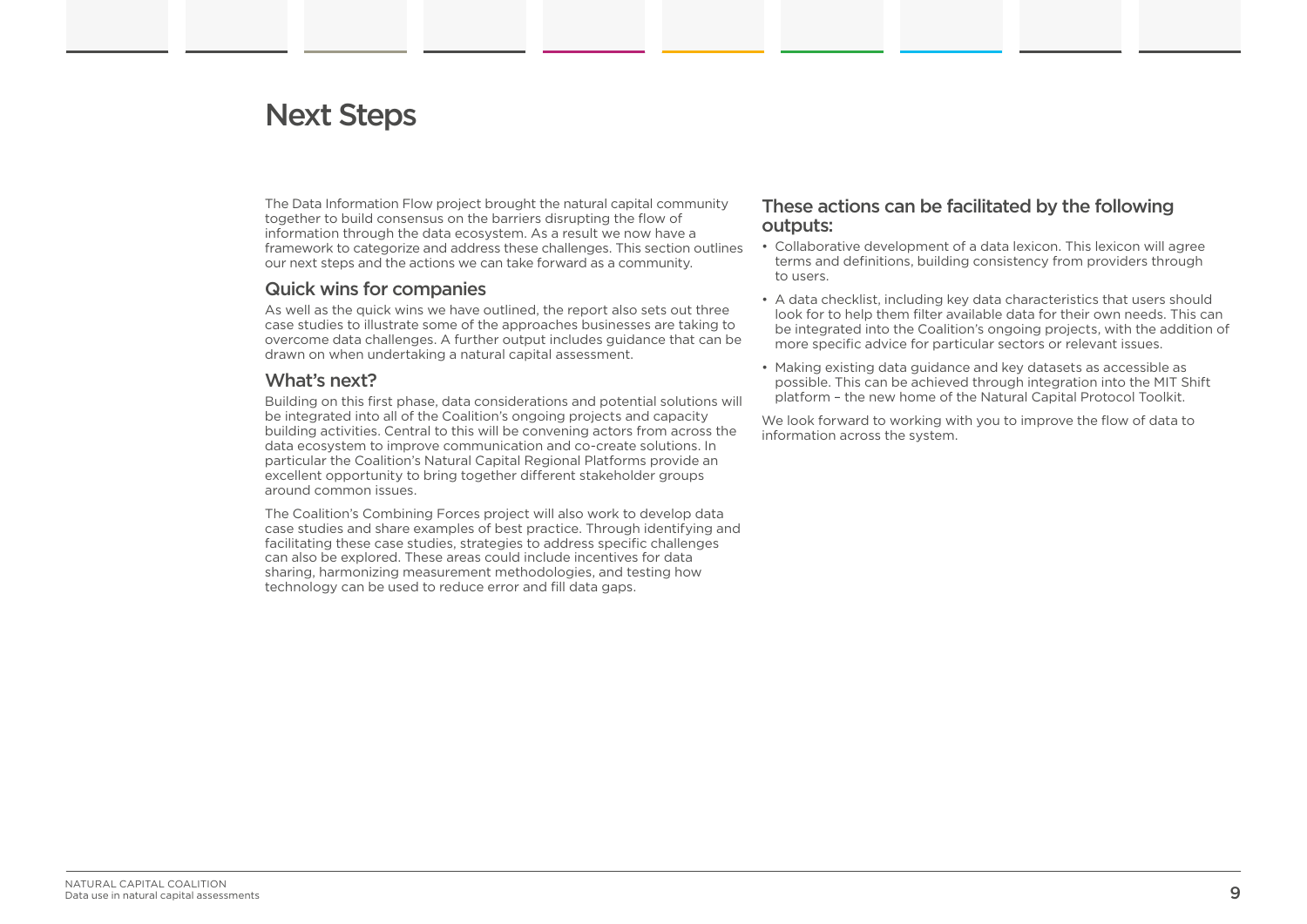# Next Steps

The Data Information Flow project brought the natural capital community together to build consensus on the barriers disrupting the flow of information through the data ecosystem. As a result we now have a framework to categorize and address these challenges. This section outlines our next steps and the actions we can take forward as a community.

## Quick wins for companies

As well as the quick wins we have outlined, the report also sets out three case studies to illustrate some of the approaches businesses are taking to overcome data challenges. A further output includes guidance that can be drawn on when undertaking a natural capital assessment.

## What's next?

Building on this first phase, data considerations and potential solutions will be integrated into all of the Coalition's ongoing projects and capacity building activities. Central to this will be convening actors from across the data ecosystem to improve communication and co-create solutions. In particular the Coalition's Natural Capital Regional Platforms provide an excellent opportunity to bring together different stakeholder groups around common issues.

The Coalition's Combining Forces project will also work to develop data case studies and share examples of best practice. Through identifying and facilitating these case studies, strategies to address specific challenges can also be explored. These areas could include incentives for data sharing, harmonizing measurement methodologies, and testing how technology can be used to reduce error and fill data gaps.

## These actions can be facilitated by the following outputs:

- Collaborative development of a data lexicon. This lexicon will agree terms and definitions, building consistency from providers through to users.
- A data checklist, including key data characteristics that users should look for to help them filter available data for their own needs. This can be integrated into the Coalition's ongoing projects, with the addition of more specific advice for particular sectors or relevant issues.
- Making existing data guidance and key datasets as accessible as possible. This can be achieved through integration into the MIT Shift platform – the new home of the Natural Capital Protocol Toolkit.

We look forward to working with you to improve the flow of data to information across the system.